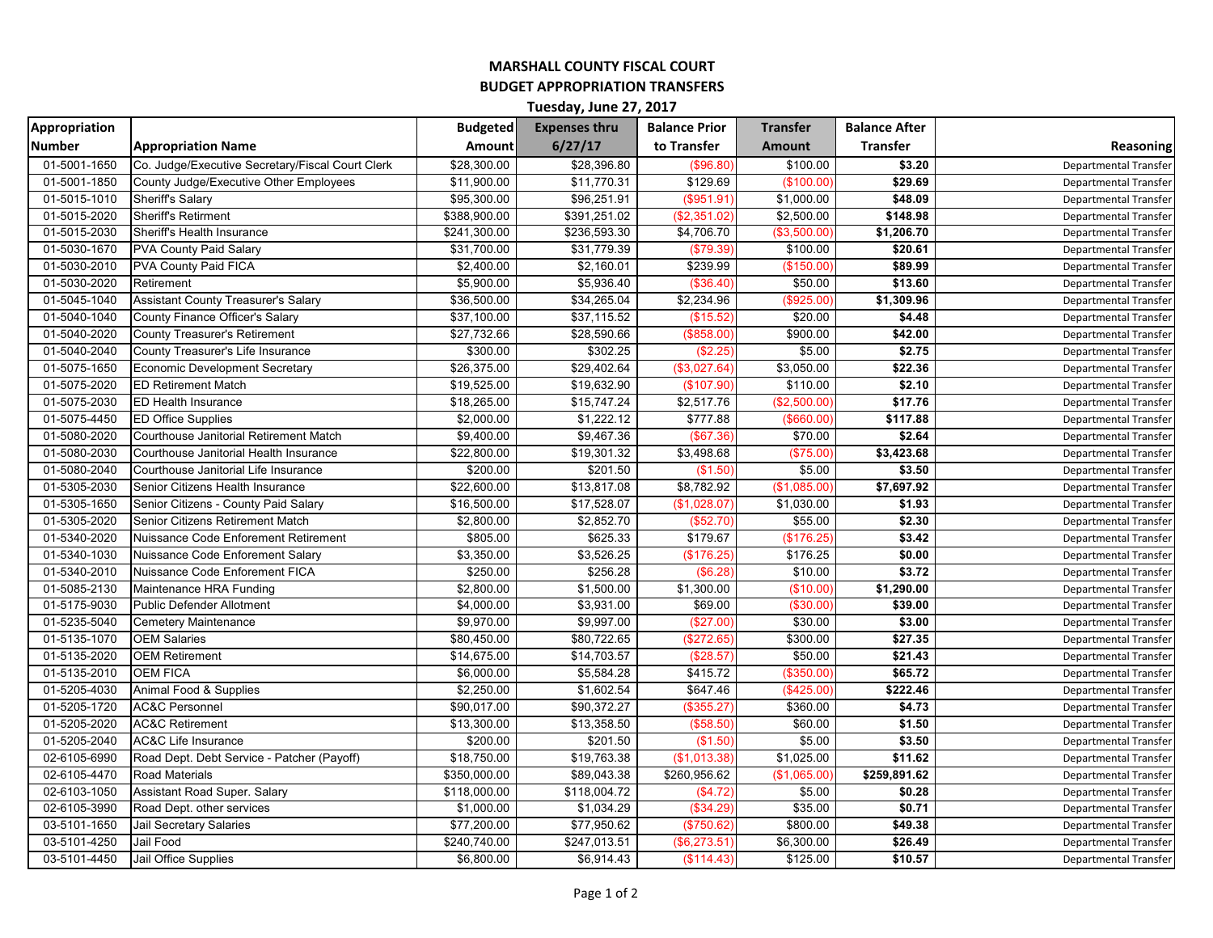# MARSHALL COUNTY FISCAL COURT

## BUDGET APPROPRIATION TRANSFERS

### Tuesday, June 27, 2017

| Appropriation Number | Appropriation Name | Budgeted Amount | Expenses thru 6/27/17 | Balance Prior to Transfer | Transfer Amount | Balance After Transfer | Reasoning |
|---|---|---|---|---|---|---|---|
| 01-5001-1650 | Co. Judge/Executive Secretary/Fiscal Court Clerk | $28,300.00 | $28,396.80 | ($96.80) | $100.00 | **$3.20** | Departmental Transfer |
| 01-5001-1850 | County Judge/Executive Other Employees | $11,900.00 | $11,770.31 | $129.69 | ($100.00) | **$29.69** | Departmental Transfer |
| 01-5015-1010 | Sheriff's Salary | $95,300.00 | $96,251.91 | ($951.91) | $1,000.00 | **$48.09** | Departmental Transfer |
| 01-5015-2020 | Sheriff's Retirment | $388,900.00 | $391,251.02 | ($2,351.02) | $2,500.00 | **$148.98** | Departmental Transfer |
| 01-5015-2030 | Sheriff's Health Insurance | $241,300.00 | $236,593.30 | $4,706.70 | ($3,500.00) | **$1,206.70** | Departmental Transfer |
| 01-5030-1670 | PVA County Paid Salary | $31,700.00 | $31,779.39 | ($79.39) | $100.00 | **$20.61** | Departmental Transfer |
| 01-5030-2010 | PVA County Paid FICA | $2,400.00 | $2,160.01 | $239.99 | ($150.00) | **$89.99** | Departmental Transfer |
| 01-5030-2020 | Retirement | $5,900.00 | $5,936.40 | ($36.40) | $50.00 | **$13.60** | Departmental Transfer |
| 01-5045-1040 | Assistant County Treasurer's Salary | $36,500.00 | $34,265.04 | $2,234.96 | ($925.00) | **$1,309.96** | Departmental Transfer |
| 01-5040-1040 | County Finance Officer's Salary | $37,100.00 | $37,115.52 | ($15.52) | $20.00 | **$4.48** | Departmental Transfer |
| 01-5040-2020 | County Treasurer's Retirement | $27,732.66 | $28,590.66 | ($858.00) | $900.00 | **$42.00** | Departmental Transfer |
| 01-5040-2040 | County Treasurer's Life Insurance | $300.00 | $302.25 | ($2.25) | $5.00 | **$2.75** | Departmental Transfer |
| 01-5075-1650 | Economic Development Secretary | $26,375.00 | $29,402.64 | ($3,027.64) | $3,050.00 | **$22.36** | Departmental Transfer |
| 01-5075-2020 | ED Retirement Match | $19,525.00 | $19,632.90 | ($107.90) | $110.00 | **$2.10** | Departmental Transfer |
| 01-5075-2030 | ED Health Insurance | $18,265.00 | $15,747.24 | $2,517.76 | ($2,500.00) | **$17.76** | Departmental Transfer |
| 01-5075-4450 | ED Office Supplies | $2,000.00 | $1,222.12 | $777.88 | ($660.00) | **$117.88** | Departmental Transfer |
| 01-5080-2020 | Courthouse Janitorial Retirement Match | $9,400.00 | $9,467.36 | ($67.36) | $70.00 | **$2.64** | Departmental Transfer |
| 01-5080-2030 | Courthouse Janitorial Health Insurance | $22,800.00 | $19,301.32 | $3,498.68 | ($75.00) | **$3,423.68** | Departmental Transfer |
| 01-5080-2040 | Courthouse Janitorial Life Insurance | $200.00 | $201.50 | ($1.50) | $5.00 | **$3.50** | Departmental Transfer |
| 01-5305-2030 | Senior Citizens Health Insurance | $22,600.00 | $13,817.08 | $8,782.92 | ($1,085.00) | **$7,697.92** | Departmental Transfer |
| 01-5305-1650 | Senior Citizens - County Paid Salary | $16,500.00 | $17,528.07 | ($1,028.07) | $1,030.00 | **$1.93** | Departmental Transfer |
| 01-5305-2020 | Senior Citizens Retirement Match | $2,800.00 | $2,852.70 | ($52.70) | $55.00 | **$2.30** | Departmental Transfer |
| 01-5340-2020 | Nuissance Code Enforement Retirement | $805.00 | $625.33 | $179.67 | ($176.25) | **$3.42** | Departmental Transfer |
| 01-5340-1030 | Nuissance Code Enforement Salary | $3,350.00 | $3,526.25 | ($176.25) | $176.25 | **$0.00** | Departmental Transfer |
| 01-5340-2010 | Nuissance Code Enforement FICA | $250.00 | $256.28 | ($6.28) | $10.00 | **$3.72** | Departmental Transfer |
| 01-5085-2130 | Maintenance HRA Funding | $2,800.00 | $1,500.00 | $1,300.00 | ($10.00) | **$1,290.00** | Departmental Transfer |
| 01-5175-9030 | Public Defender Allotment | $4,000.00 | $3,931.00 | $69.00 | ($30.00) | **$39.00** | Departmental Transfer |
| 01-5235-5040 | Cemetery Maintenance | $9,970.00 | $9,997.00 | ($27.00) | $30.00 | **$3.00** | Departmental Transfer |
| 01-5135-1070 | OEM Salaries | $80,450.00 | $80,722.65 | ($272.65) | $300.00 | **$27.35** | Departmental Transfer |
| 01-5135-2020 | OEM Retirement | $14,675.00 | $14,703.57 | ($28.57) | $50.00 | **$21.43** | Departmental Transfer |
| 01-5135-2010 | OEM FICA | $6,000.00 | $5,584.28 | $415.72 | ($350.00) | **$65.72** | Departmental Transfer |
| 01-5205-4030 | Animal Food & Supplies | $2,250.00 | $1,602.54 | $647.46 | ($425.00) | **$222.46** | Departmental Transfer |
| 01-5205-1720 | AC&C Personnel | $90,017.00 | $90,372.27 | ($355.27) | $360.00 | **$4.73** | Departmental Transfer |
| 01-5205-2020 | AC&C Retirement | $13,300.00 | $13,358.50 | ($58.50) | $60.00 | **$1.50** | Departmental Transfer |
| 01-5205-2040 | AC&C Life Insurance | $200.00 | $201.50 | ($1.50) | $5.00 | **$3.50** | Departmental Transfer |
| 02-6105-6990 | Road Dept. Debt Service - Patcher (Payoff) | $18,750.00 | $19,763.38 | ($1,013.38) | $1,025.00 | **$11.62** | Departmental Transfer |
| 02-6105-4470 | Road Materials | $350,000.00 | $89,043.38 | $260,956.62 | ($1,065.00) | **$259,891.62** | Departmental Transfer |
| 02-6103-1050 | Assistant Road Super. Salary | $118,000.00 | $118,004.72 | ($4.72) | $5.00 | **$0.28** | Departmental Transfer |
| 02-6105-3990 | Road Dept. other services | $1,000.00 | $1,034.29 | ($34.29) | $35.00 | **$0.71** | Departmental Transfer |
| 03-5101-1650 | Jail Secretary Salaries | $77,200.00 | $77,950.62 | ($750.62) | $800.00 | **$49.38** | Departmental Transfer |
| 03-5101-4250 | Jail Food | $240,740.00 | $247,013.51 | ($6,273.51) | $6,300.00 | **$26.49** | Departmental Transfer |
| 03-5101-4450 | Jail Office Supplies | $6,800.00 | $6,914.43 | ($114.43) | $125.00 | **$10.57** | Departmental Transfer |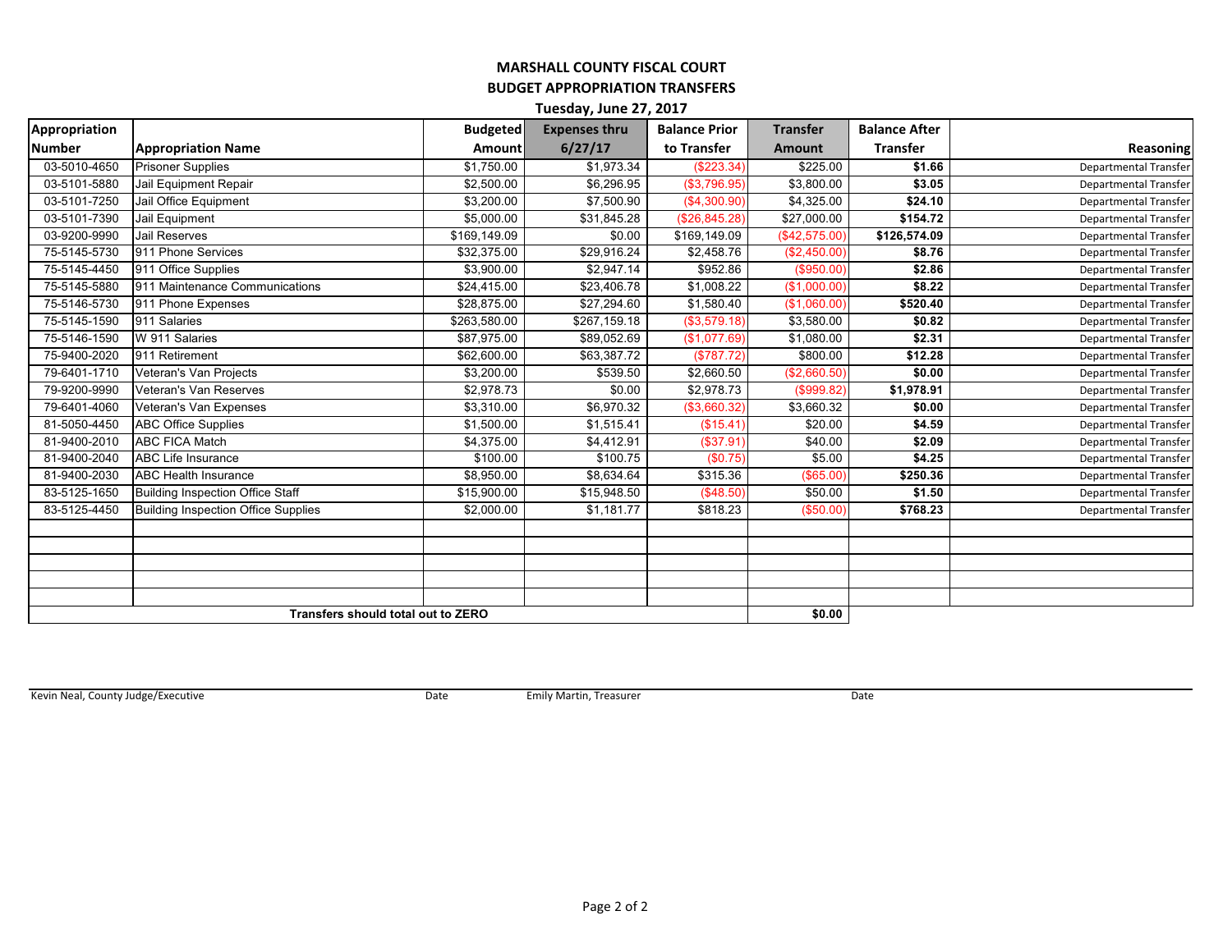# MARSHALL COUNTY FISCAL COURT

## BUDGET APPROPRIATION TRANSFERS

### Tuesday, June 27, 2017

| Appropriation Number | Appropriation Name | Budgeted Amount | Expenses thru 6/27/17 | Balance Prior to Transfer | Transfer Amount | Balance After Transfer | Reasoning |
|---|---|---|---|---|---|---|---|
| 03-5010-4650 | Prisoner Supplies | $1,750.00 | $1,973.34 | ($223.34) | $225.00 | **$1.66** | Departmental Transfer |
| 03-5101-5880 | Jail Equipment Repair | $2,500.00 | $6,296.95 | ($3,796.95) | $3,800.00 | **$3.05** | Departmental Transfer |
| 03-5101-7250 | Jail Office Equipment | $3,200.00 | $7,500.90 | ($4,300.90) | $4,325.00 | **$24.10** | Departmental Transfer |
| 03-5101-7390 | Jail Equipment | $5,000.00 | $31,845.28 | ($26,845.28) | $27,000.00 | **$154.72** | Departmental Transfer |
| 03-9200-9990 | Jail Reserves | $169,149.09 | $0.00 | $169,149.09 | ($42,575.00) | **$126,574.09** | Departmental Transfer |
| 75-5145-5730 | 911 Phone Services | $32,375.00 | $29,916.24 | $2,458.76 | ($2,450.00) | **$8.76** | Departmental Transfer |
| 75-5145-4450 | 911 Office Supplies | $3,900.00 | $2,947.14 | $952.86 | ($950.00) | **$2.86** | Departmental Transfer |
| 75-5145-5880 | 911 Maintenance Communications | $24,415.00 | $23,406.78 | $1,008.22 | ($1,000.00) | **$8.22** | Departmental Transfer |
| 75-5146-5730 | 911 Phone Expenses | $28,875.00 | $27,294.60 | $1,580.40 | ($1,060.00) | **$520.40** | Departmental Transfer |
| 75-5145-1590 | 911 Salaries | $263,580.00 | $267,159.18 | ($3,579.18) | $3,580.00 | **$0.82** | Departmental Transfer |
| 75-5146-1590 | W 911 Salaries | $87,975.00 | $89,052.69 | ($1,077.69) | $1,080.00 | **$2.31** | Departmental Transfer |
| 75-9400-2020 | 911 Retirement | $62,600.00 | $63,387.72 | ($787.72) | $800.00 | **$12.28** | Departmental Transfer |
| 79-6401-1710 | Veteran's Van Projects | $3,200.00 | $539.50 | $2,660.50 | ($2,660.50) | **$0.00** | Departmental Transfer |
| 79-9200-9990 | Veteran's Van Reserves | $2,978.73 | $0.00 | $2,978.73 | ($999.82) | **$1,978.91** | Departmental Transfer |
| 79-6401-4060 | Veteran's Van Expenses | $3,310.00 | $6,970.32 | ($3,660.32) | $3,660.32 | **$0.00** | Departmental Transfer |
| 81-5050-4450 | ABC Office Supplies | $1,500.00 | $1,515.41 | ($15.41) | $20.00 | **$4.59** | Departmental Transfer |
| 81-9400-2010 | ABC FICA Match | $4,375.00 | $4,412.91 | ($37.91) | $40.00 | **$2.09** | Departmental Transfer |
| 81-9400-2040 | ABC Life Insurance | $100.00 | $100.75 | ($0.75) | $5.00 | **$4.25** | Departmental Transfer |
| 81-9400-2030 | ABC Health Insurance | $8,950.00 | $8,634.64 | $315.36 | ($65.00) | **$250.36** | Departmental Transfer |
| 83-5125-1650 | Building Inspection Office Staff | $15,900.00 | $15,948.50 | ($48.50) | $50.00 | **$1.50** | Departmental Transfer |
| 83-5125-4450 | Building Inspection Office Supplies | $2,000.00 | $1,181.77 | $818.23 | ($50.00) | **$768.23** | Departmental Transfer |
| | | | | | | | |
| | | | | | | | |
| | | | | | | | |
| | | | | | | | |
| | | | | | | | |
| **Transfers should total out to ZERO** | | | | | **$0.00** | | |

Kevin Neal, County Judge/Executive    Date    Emily Martin, Treasurer    Date